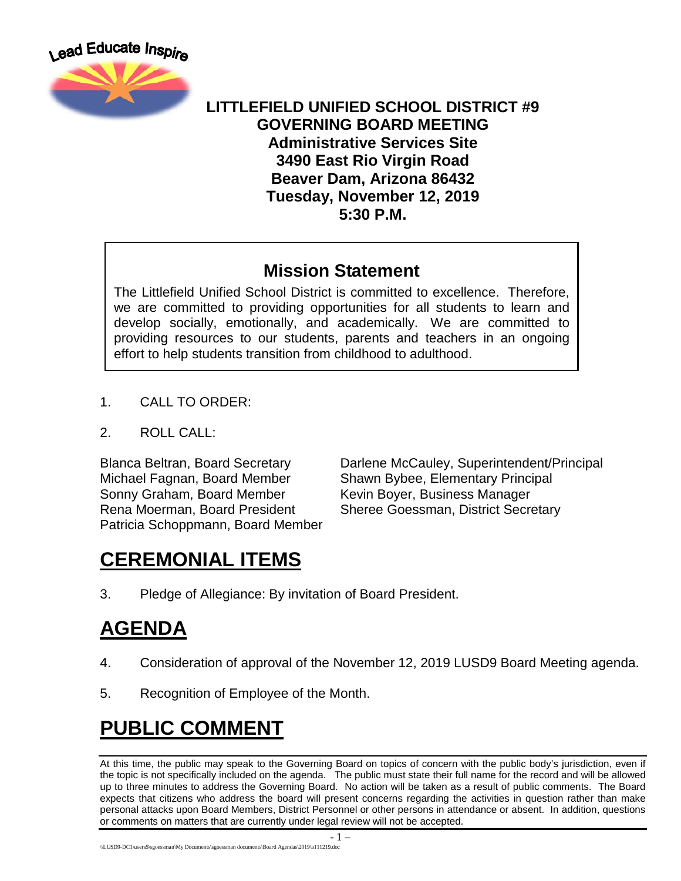Lead Educate Inspire

**LITTLEFIELD UNIFIED SCHOOL DISTRICT #9**
**GOVERNING BOARD MEETING**
**Administrative Services Site**
**3490 East Rio Virgin Road**
**Beaver Dam, Arizona 86432**
**Tuesday, November 12, 2019**
**5:30 P.M.**

## Mission Statement

The Littlefield Unified School District is committed to excellence. Therefore, we are committed to providing opportunities for all students to learn and develop socially, emotionally, and academically. We are committed to providing resources to our students, parents and teachers in an ongoing effort to help students transition from childhood to adulthood.

1. CALL TO ORDER:

2. ROLL CALL:

Blanca Beltran, Board Secretary
Michael Fagnan, Board Member
Sonny Graham, Board Member
Rena Moerman, Board President
Patricia Schoppmann, Board Member

Darlene McCauley, Superintendent/Principal
Shawn Bybee, Elementary Principal
Kevin Boyer, Business Manager
Sheree Goessman, District Secretary

# CEREMONIAL ITEMS

3. Pledge of Allegiance: By invitation of Board President.

# AGENDA

4. Consideration of approval of the November 12, 2019 LUSD9 Board Meeting agenda.

5. Recognition of Employee of the Month.

# PUBLIC COMMENT

At this time, the public may speak to the Governing Board on topics of concern with the public body's jurisdiction, even if the topic is not specifically included on the agenda. The public must state their full name for the record and will be allowed up to three minutes to address the Governing Board. No action will be taken as a result of public comments. The Board expects that citizens who address the board will present concerns regarding the activities in question rather than make personal attacks upon Board Members, District Personnel or other persons in attendance or absent. In addition, questions or comments on matters that are currently under legal review will not be accepted.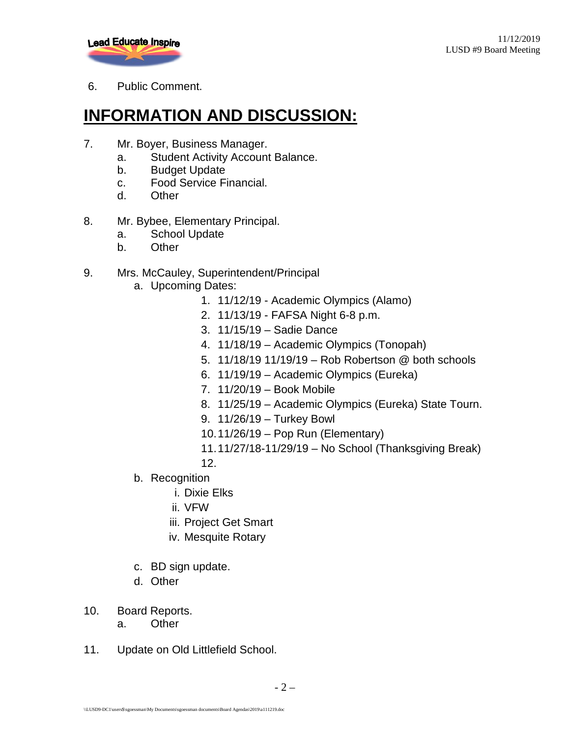6. Public Comment.

# INFORMATION AND DISCUSSION:

7. Mr. Boyer, Business Manager.
   a. Student Activity Account Balance.
   b. Budget Update
   c. Food Service Financial.
   d. Other

8. Mr. Bybee, Elementary Principal.
   a. School Update
   b. Other

9. Mrs. McCauley, Superintendent/Principal
   a. Upcoming Dates:
      1. 11/12/19 - Academic Olympics (Alamo)
      2. 11/13/19 - FAFSA Night 6-8 p.m.
      3. 11/15/19 – Sadie Dance
      4. 11/18/19 – Academic Olympics (Tonopah)
      5. 11/18/19 11/19/19 – Rob Robertson @ both schools
      6. 11/19/19 – Academic Olympics (Eureka)
      7. 11/20/19 – Book Mobile
      8. 11/25/19 – Academic Olympics (Eureka) State Tourn.
      9. 11/26/19 – Turkey Bowl
      10. 11/26/19 – Pop Run (Elementary)
      11. 11/27/18-11/29/19 – No School (Thanksgiving Break)
      12.
   b. Recognition
      i. Dixie Elks
      ii. VFW
      iii. Project Get Smart
      iv. Mesquite Rotary
   c. BD sign update.
   d. Other

10. Board Reports.
    a. Other

11. Update on Old Littlefield School.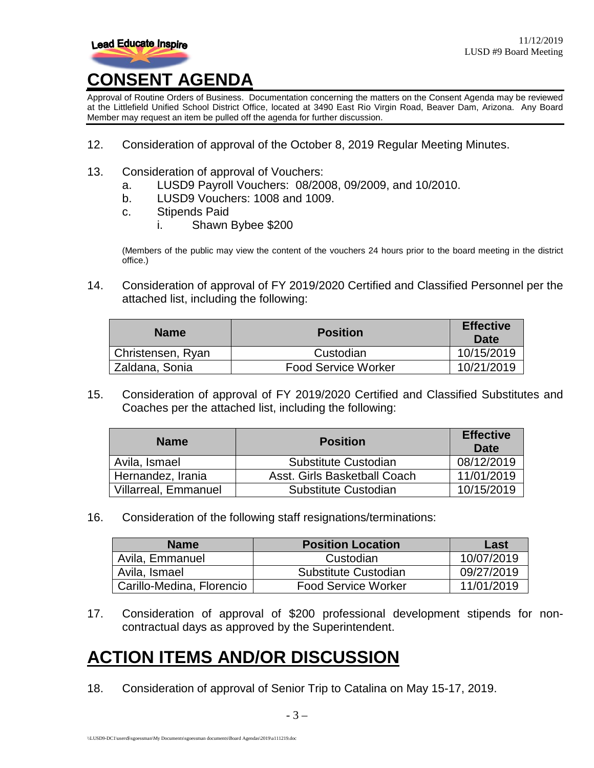# CONSENT AGENDA

Approval of Routine Orders of Business. Documentation concerning the matters on the Consent Agenda may be reviewed at the Littlefield Unified School District Office, located at 3490 East Rio Virgin Road, Beaver Dam, Arizona. Any Board Member may request an item be pulled off the agenda for further discussion.

12. Consideration of approval of the October 8, 2019 Regular Meeting Minutes.

13. Consideration of approval of Vouchers:
    a. LUSD9 Payroll Vouchers: 08/2008, 09/2009, and 10/2010.
    b. LUSD9 Vouchers: 1008 and 1009.
    c. Stipends Paid
        i. Shawn Bybee $200

    (Members of the public may view the content of the vouchers 24 hours prior to the board meeting in the district office.)

14. Consideration of approval of FY 2019/2020 Certified and Classified Personnel per the attached list, including the following:

| Name | Position | Effective Date |
|---|---|---|
| Christensen, Ryan | Custodian | 10/15/2019 |
| Zaldana, Sonia | Food Service Worker | 10/21/2019 |

15. Consideration of approval of FY 2019/2020 Certified and Classified Substitutes and Coaches per the attached list, including the following:

| Name | Position | Effective Date |
|---|---|---|
| Avila, Ismael | Substitute Custodian | 08/12/2019 |
| Hernandez, Irania | Asst. Girls Basketball Coach | 11/01/2019 |
| Villarreal, Emmanuel | Substitute Custodian | 10/15/2019 |

16. Consideration of the following staff resignations/terminations:

| Name | Position Location | Last |
|---|---|---|
| Avila, Emmanuel | Custodian | 10/07/2019 |
| Avila, Ismael | Substitute Custodian | 09/27/2019 |
| Carillo-Medina, Florencio | Food Service Worker | 11/01/2019 |

17. Consideration of approval of $200 professional development stipends for non-contractual days as approved by the Superintendent.

# ACTION ITEMS AND/OR DISCUSSION

18. Consideration of approval of Senior Trip to Catalina on May 15-17, 2019.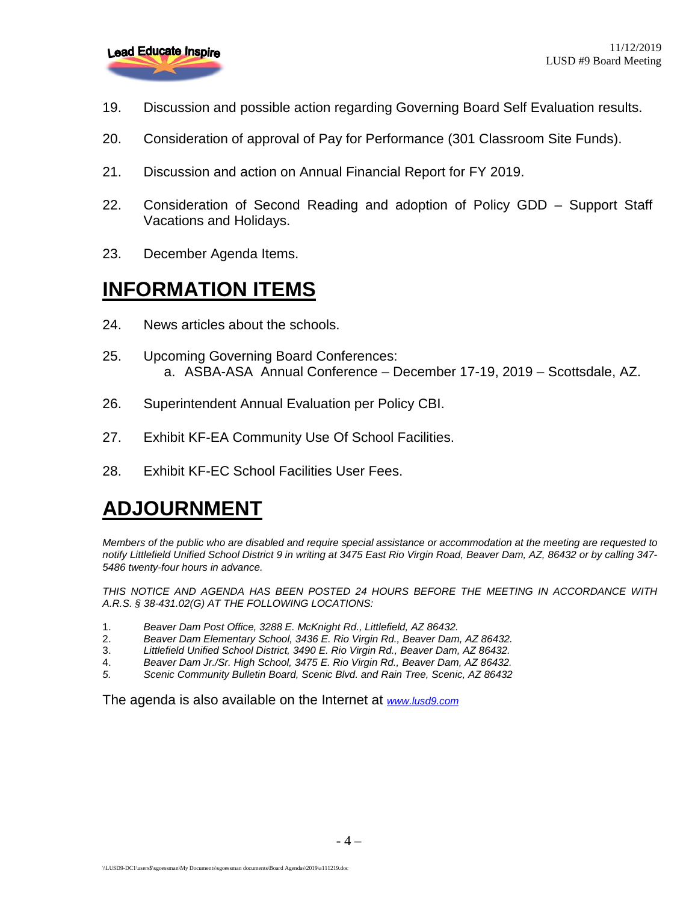19. Discussion and possible action regarding Governing Board Self Evaluation results.

20. Consideration of approval of Pay for Performance (301 Classroom Site Funds).

21. Discussion and action on Annual Financial Report for FY 2019.

22. Consideration of Second Reading and adoption of Policy GDD – Support Staff Vacations and Holidays.

23. December Agenda Items.

# INFORMATION ITEMS

24. News articles about the schools.

25. Upcoming Governing Board Conferences:
    a. ASBA-ASA Annual Conference – December 17-19, 2019 – Scottsdale, AZ.

26. Superintendent Annual Evaluation per Policy CBI.

27. Exhibit KF-EA Community Use Of School Facilities.

28. Exhibit KF-EC School Facilities User Fees.

# ADJOURNMENT

*Members of the public who are disabled and require special assistance or accommodation at the meeting are requested to notify Littlefield Unified School District 9 in writing at 3475 East Rio Virgin Road, Beaver Dam, AZ, 86432 or by calling 347-5486 twenty-four hours in advance.*

*THIS NOTICE AND AGENDA HAS BEEN POSTED 24 HOURS BEFORE THE MEETING IN ACCORDANCE WITH A.R.S. § 38-431.02(G) AT THE FOLLOWING LOCATIONS:*

1. *Beaver Dam Post Office, 3288 E. McKnight Rd., Littlefield, AZ 86432.*
2. *Beaver Dam Elementary School, 3436 E. Rio Virgin Rd., Beaver Dam, AZ 86432.*
3. *Littlefield Unified School District, 3490 E. Rio Virgin Rd., Beaver Dam, AZ 86432.*
4. *Beaver Dam Jr./Sr. High School, 3475 E. Rio Virgin Rd., Beaver Dam, AZ 86432.*
5. *Scenic Community Bulletin Board, Scenic Blvd. and Rain Tree, Scenic, AZ 86432*

The agenda is also available on the Internet at *www.lusd9.com*